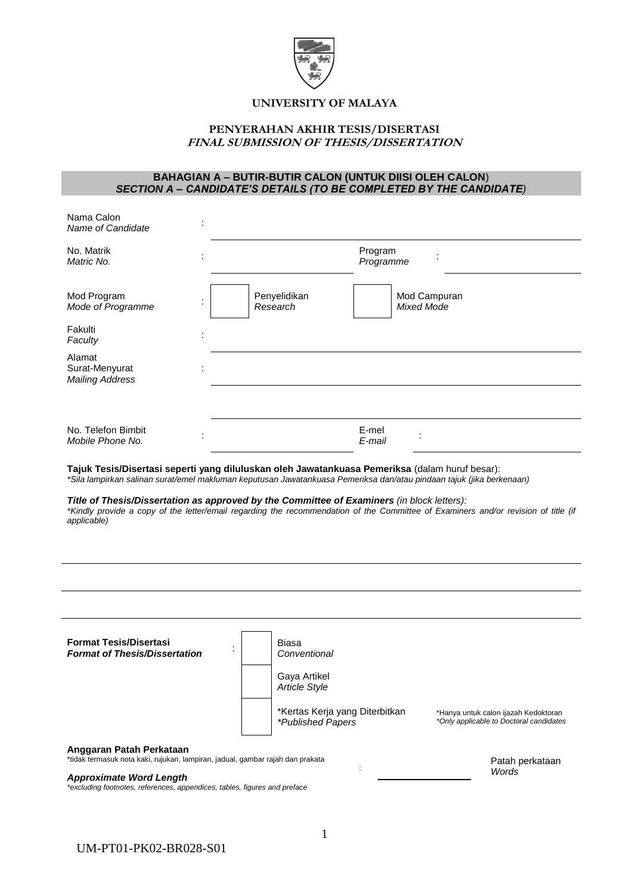**UNIVERSITY OF MALAYA**

**PENYERAHAN AKHIR TESIS/DISERTASI**
***FINAL SUBMISSION OF THESIS/DISSERTATION***

## BAHAGIAN A – BUTIR-BUTIR CALON (UNTUK DIISI OLEH CALON)
## *SECTION A – CANDIDATE'S DETAILS (TO BE COMPLETED BY THE CANDIDATE)*

Nama Calon
*Name of Candidate* : ______________________________

No. Matrik
*Matric No.* : ______________ Program
*Programme* : ______________

Mod Program
*Mode of Programme* : ☐ Penyelidikan
*Research* ☐ Mod Campuran
*Mixed Mode*

Fakulti
*Faculty* : ______________________________

Alamat
Surat-Menyurat
*Mailing Address* : ______________________________

______________________________

No. Telefon Bimbit
*Mobile Phone No.* : ______________ E-mel
*E-mail* : ______________

**Tajuk Tesis/Disertasi seperti yang diluluskan oleh Jawatankuasa Pemeriksa** (dalam huruf besar):
*\*Sila lampirkan salinan surat/emel makluman keputusan Jawatankuasa Pemeriksa dan/atau pindaan tajuk (jika berkenaan)*

***Title of Thesis/Dissertation as approved by the Committee of Examiners** (in block letters):*
*\*Kindly provide a copy of the letter/email regarding the recommendation of the Committee of Examiners and/or revision of title (if applicable)*

______________________________

______________________________

______________________________

**Format Tesis/Disertasi**
***Format of Thesis/Dissertation*** :

☐ Biasa
*Conventional*

☐ Gaya Artikel
*Article Style*

☐ \*Kertas Kerja yang Diterbitkan
*\*Published Papers*

\*Hanya untuk calon ijazah Kedoktoran
*\*Only applicable to Doctoral candidates*

**Anggaran Patah Perkataan**
\*tidak termasuk nota kaki, rujukan, lampiran, jadual, gambar rajah dan prakata

***Approximate Word Length***
*\*excluding footnotes, references, appendices, tables, figures and preface*

: ______________ Patah perkataan
*Words*

UM-PT01-PK02-BR028-S01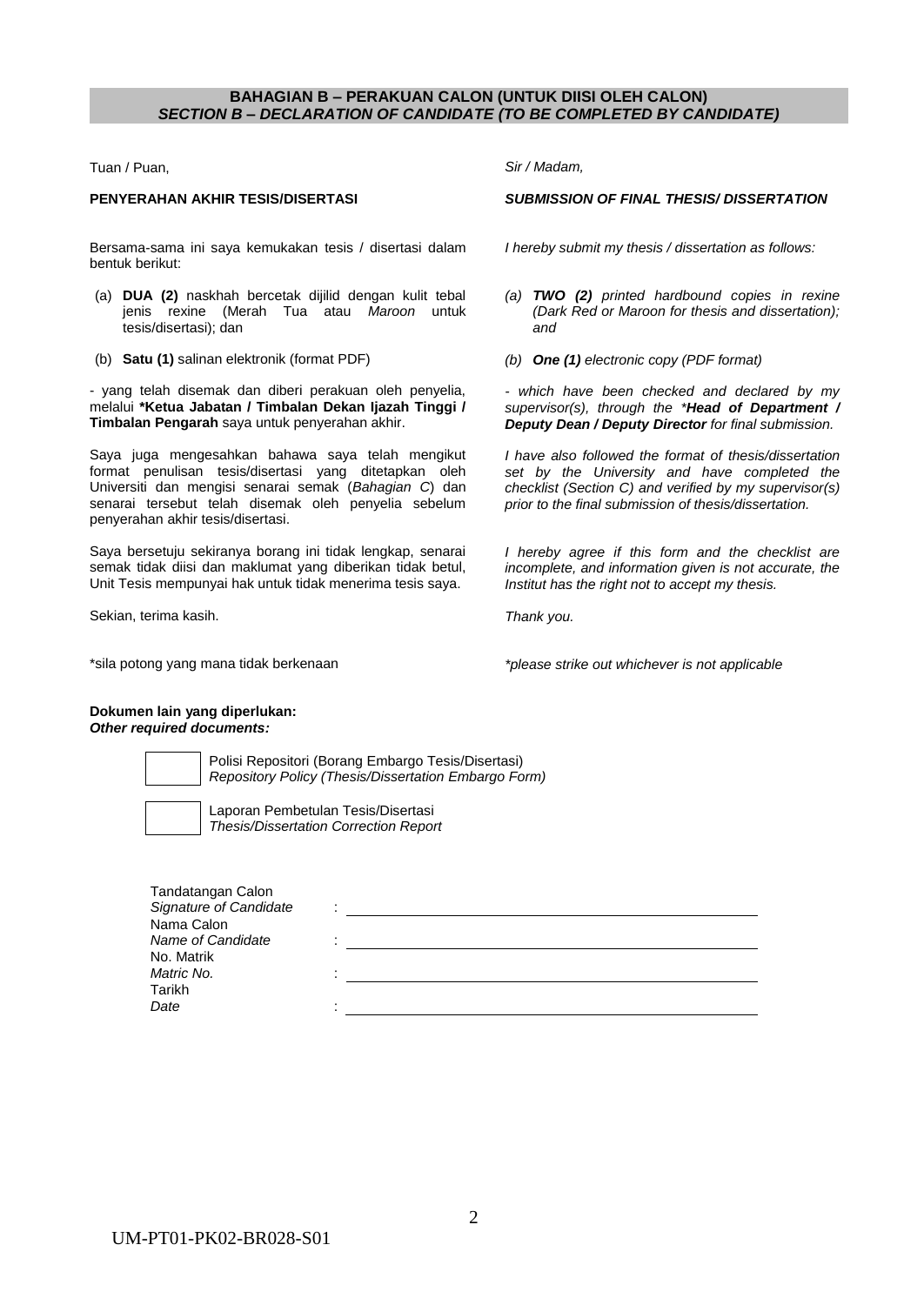## BAHAGIAN B – PERAKUAN CALON (UNTUK DIISI OLEH CALON)
## *SECTION B – DECLARATION OF CANDIDATE (TO BE COMPLETED BY CANDIDATE)*

Tuan / Puan,

**PENYERAHAN AKHIR TESIS/DISERTASI**

Bersama-sama ini saya kemukakan tesis / disertasi dalam bentuk berikut:

(a) **DUA (2)** naskhah bercetak dijilid dengan kulit tebal jenis rexine (Merah Tua atau *Maroon* untuk tesis/disertasi); dan

(b) **Satu (1)** salinan elektronik (format PDF)

- yang telah disemak dan diberi perakuan oleh penyelia, melalui **\*Ketua Jabatan / Timbalan Dekan Ijazah Tinggi / Timbalan Pengarah** saya untuk penyerahan akhir.

Saya juga mengesahkan bahawa saya telah mengikut format penulisan tesis/disertasi yang ditetapkan oleh Universiti dan mengisi senarai semak (*Bahagian C*) dan senarai tersebut telah disemak oleh penyelia sebelum penyerahan akhir tesis/disertasi.

Saya bersetuju sekiranya borang ini tidak lengkap, senarai semak tidak diisi dan maklumat yang diberikan tidak betul, Unit Tesis mempunyai hak untuk tidak menerima tesis saya.

Sekian, terima kasih.

*sila potong yang mana tidak berkenaan

*Sir / Madam,*

***SUBMISSION OF FINAL THESIS/ DISSERTATION***

*I hereby submit my thesis / dissertation as follows:*

*(a) **TWO (2)** printed hardbound copies in rexine (Dark Red or Maroon for thesis and dissertation); and*

*(b) **One (1)** electronic copy (PDF format)*

*- which have been checked and declared by my supervisor(s), through the \***Head of Department / Deputy Dean / Deputy Director** for final submission.*

*I have also followed the format of thesis/dissertation set by the University and have completed the checklist (Section C) and verified by my supervisor(s) prior to the final submission of thesis/dissertation.*

*I hereby agree if this form and the checklist are incomplete, and information given is not accurate, the Institut has the right not to accept my thesis.*

*Thank you.*

*\*please strike out whichever is not applicable*

**Dokumen lain yang diperlukan:**
***Other required documents:***

☐ Polisi Repositori (Borang Embargo Tesis/Disertasi)
*Repository Policy (Thesis/Dissertation Embargo Form)*

☐ Laporan Pembetulan Tesis/Disertasi
*Thesis/Dissertation Correction Report*

Tandatangan Calon
*Signature of Candidate* : ______________________________

Nama Calon
*Name of Candidate* : ______________________________

No. Matrik
*Matric No.* : ______________________________

Tarikh
*Date* : ______________________________

UM-PT01-PK02-BR028-S01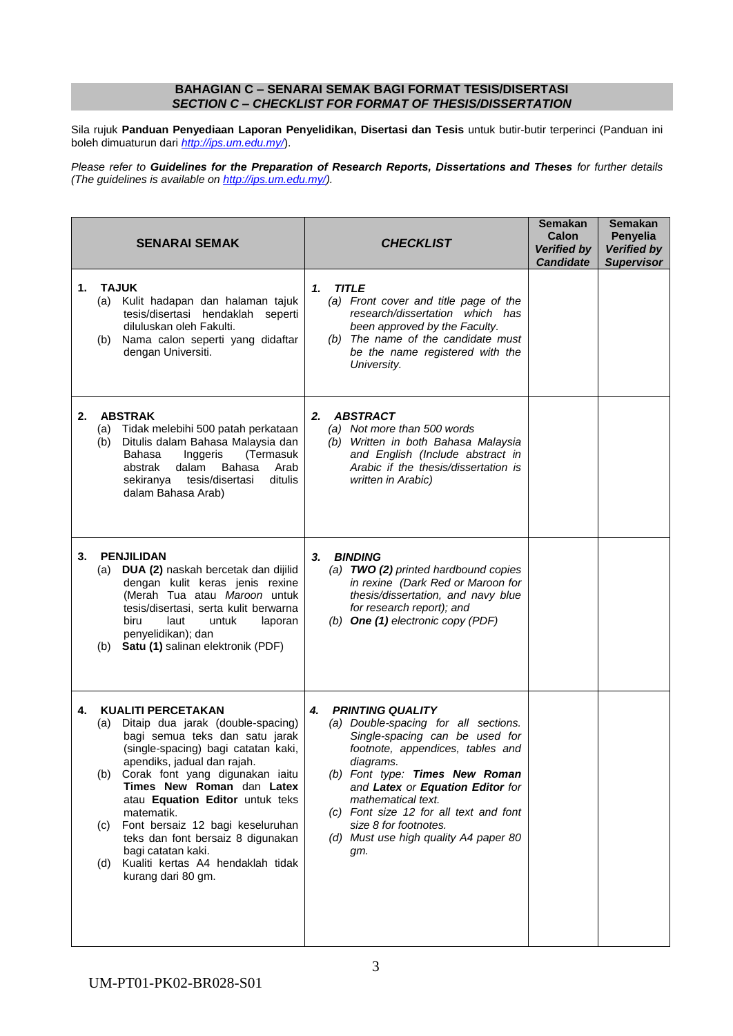## BAHAGIAN C – SENARAI SEMAK BAGI FORMAT TESIS/DISERTASI
## *SECTION C – CHECKLIST FOR FORMAT OF THESIS/DISSERTATION*

Sila rujuk **Panduan Penyediaan Laporan Penyelidikan, Disertasi dan Tesis** untuk butir-butir terperinci (Panduan ini boleh dimuaturun dari *http://ips.um.edu.my/*).

*Please refer to **Guidelines for the Preparation of Research Reports, Dissertations and Theses** for further details (The guidelines is available on http://ips.um.edu.my/).*

| **SENARAI SEMAK** | ***CHECKLIST*** | **Semakan Calon *Verified by Candidate*** | **Semakan Penyelia *Verified by Supervisor*** |
|---|---|---|---|
| **1. TAJUK**<br>(a) Kulit hadapan dan halaman tajuk tesis/disertasi hendaklah seperti diluluskan oleh Fakulti.<br>(b) Nama calon seperti yang didaftar dengan Universiti. | ***1. TITLE***<br>*(a) Front cover and title page of the research/dissertation which has been approved by the Faculty.*<br>*(b) The name of the candidate must be the name registered with the University.* | | |
| **2. ABSTRAK**<br>(a) Tidak melebihi 500 patah perkataan<br>(b) Ditulis dalam Bahasa Malaysia dan Bahasa Inggeris (Termasuk abstrak dalam Bahasa Arab sekiranya tesis/disertasi ditulis dalam Bahasa Arab) | ***2. ABSTRACT***<br>*(a) Not more than 500 words*<br>*(b) Written in both Bahasa Malaysia and English (Include abstract in Arabic if the thesis/dissertation is written in Arabic)* | | |
| **3. PENJILIDAN**<br>(a) **DUA (2)** naskah bercetak dan dijilid dengan kulit keras jenis rexine (Merah Tua atau *Maroon* untuk tesis/disertasi, serta kulit berwarna biru laut untuk laporan penyelidikan); dan<br>(b) **Satu (1)** salinan elektronik (PDF) | ***3. BINDING***<br>*(a) **TWO (2)** printed hardbound copies in rexine (Dark Red or Maroon for thesis/dissertation, and navy blue for research report); and*<br>*(b) **One (1)** electronic copy (PDF)* | | |
| **4. KUALITI PERCETAKAN**<br>(a) Ditaip dua jarak (double-spacing) bagi semua teks dan satu jarak (single-spacing) bagi catatan kaki, apendiks, jadual dan rajah.<br>(b) Corak font yang digunakan iaitu **Times New Roman** dan **Latex** atau **Equation Editor** untuk teks matematik.<br>(c) Font bersaiz 12 bagi keseluruhan teks dan font bersaiz 8 digunakan bagi catatan kaki.<br>(d) Kualiti kertas A4 hendaklah tidak kurang dari 80 gm. | ***4. PRINTING QUALITY***<br>*(a) Double-spacing for all sections. Single-spacing can be used for footnote, appendices, tables and diagrams.*<br>*(b) Font type: **Times New Roman** and **Latex** or **Equation Editor** for mathematical text.*<br>*(c) Font size 12 for all text and font size 8 for footnotes.*<br>*(d) Must use high quality A4 paper 80 gm.* | | |

UM-PT01-PK02-BR028-S01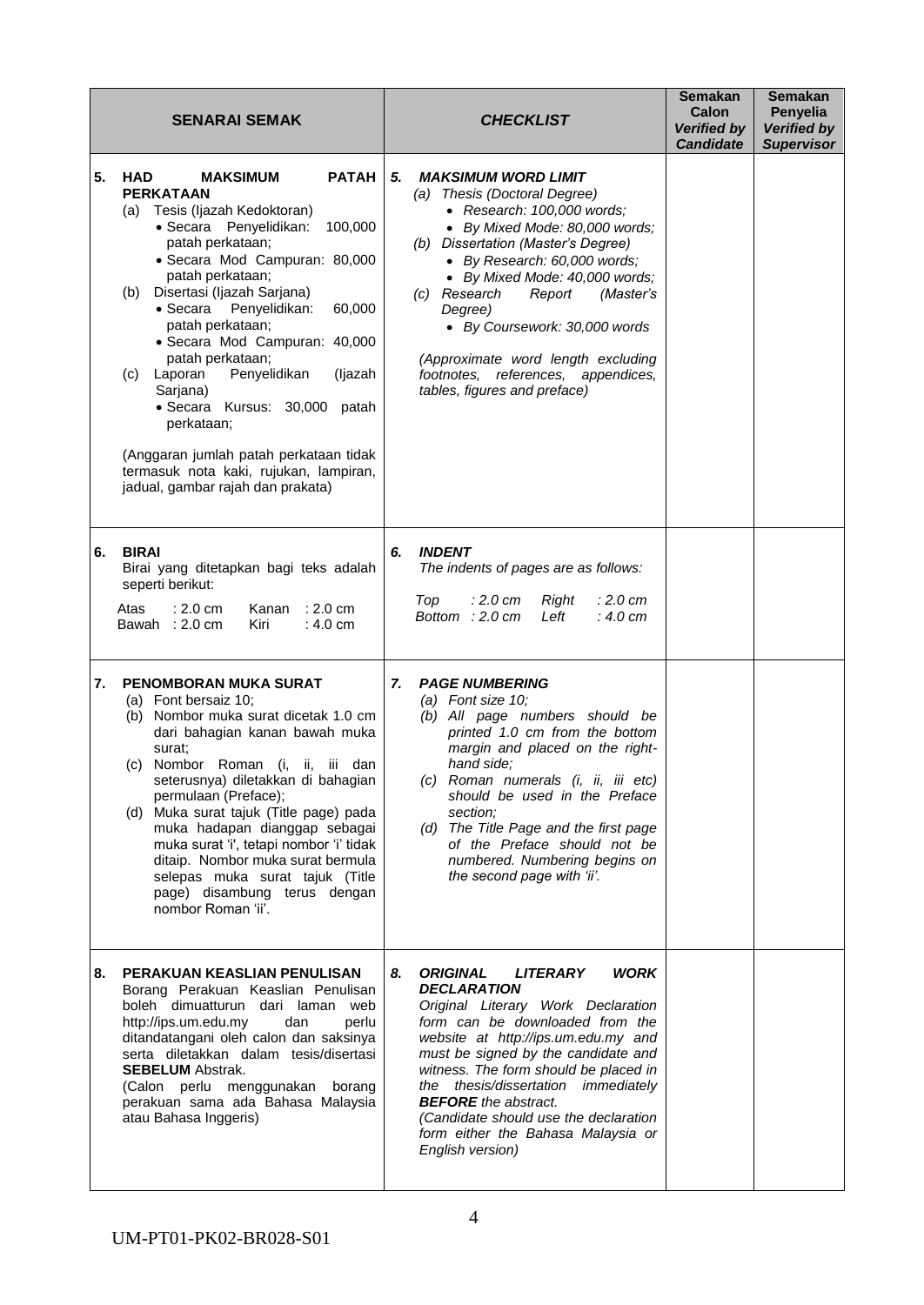| SENARAI SEMAK | *CHECKLIST* | Semakan Calon *Verified by Candidate* | Semakan Penyelia *Verified by Supervisor* |
|---|---|---|---|
| **5. HAD MAKSIMUM PATAH PERKATAAN**<br>(a) Tesis (Ijazah Kedoktoran)<br>• Secara Penyelidikan: 100,000 patah perkataan;<br>• Secara Mod Campuran: 80,000 patah perkataan;<br>(b) Disertasi (Ijazah Sarjana)<br>• Secara Penyelidikan: 60,000 patah perkataan;<br>• Secara Mod Campuran: 40,000 patah perkataan;<br>(c) Laporan Penyelidikan (Ijazah Sarjana)<br>• Secara Kursus: 30,000 patah perkataan;<br><br>(Anggaran jumlah patah perkataan tidak termasuk nota kaki, rujukan, lampiran, jadual, gambar rajah dan prakata) | ***5. MAKSIMUM WORD LIMIT***<br>*(a) Thesis (Doctoral Degree)*<br>• *Research: 100,000 words;*<br>• *By Mixed Mode: 80,000 words;*<br>*(b) Dissertation (Master's Degree)*<br>• *By Research: 60,000 words;*<br>• *By Mixed Mode: 40,000 words;*<br>*(c) Research Report (Master's Degree)*<br>• *By Coursework: 30,000 words*<br><br>*(Approximate word length excluding footnotes, references, appendices, tables, figures and preface)* | | |
| **6. BIRAI**<br>Birai yang ditetapkan bagi teks adalah seperti berikut:<br>Atas : 2.0 cm Kanan : 2.0 cm<br>Bawah : 2.0 cm Kiri : 4.0 cm | ***6. INDENT***<br>*The indents of pages are as follows:*<br>*Top : 2.0 cm Right : 2.0 cm*<br>*Bottom : 2.0 cm Left : 4.0 cm* | | |
| **7. PENOMBORAN MUKA SURAT**<br>(a) Font bersaiz 10;<br>(b) Nombor muka surat dicetak 1.0 cm dari bahagian kanan bawah muka surat;<br>(c) Nombor Roman (i, ii, iii dan seterusnya) diletakkan di bahagian permulaan (Preface);<br>(d) Muka surat tajuk (Title page) pada muka hadapan dianggap sebagai muka surat 'i', tetapi nombor 'i' tidak ditaip. Nombor muka surat bermula selepas muka surat tajuk (Title page) disambung terus dengan nombor Roman 'ii'. | ***7. PAGE NUMBERING***<br>*(a) Font size 10;*<br>*(b) All page numbers should be printed 1.0 cm from the bottom margin and placed on the right-hand side;*<br>*(c) Roman numerals (i, ii, iii etc) should be used in the Preface section;*<br>*(d) The Title Page and the first page of the Preface should not be numbered. Numbering begins on the second page with 'ii'.* | | |
| **8. PERAKUAN KEASLIAN PENULISAN**<br>Borang Perakuan Keaslian Penulisan boleh dimuatturun dari laman web http://ips.um.edu.my dan perlu ditandatangani oleh calon dan saksinya serta diletakkan dalam tesis/disertasi **SEBELUM** Abstrak.<br>(Calon perlu menggunakan borang perakuan sama ada Bahasa Malaysia atau Bahasa Inggeris) | ***8. ORIGINAL LITERARY WORK DECLARATION***<br>*Original Literary Work Declaration form can be downloaded from the website at http://ips.um.edu.my and must be signed by the candidate and witness. The form should be placed in the thesis/dissertation immediately **BEFORE** the abstract.*<br>*(Candidate should use the declaration form either the Bahasa Malaysia or English version)* | | |

UM-PT01-PK02-BR028-S01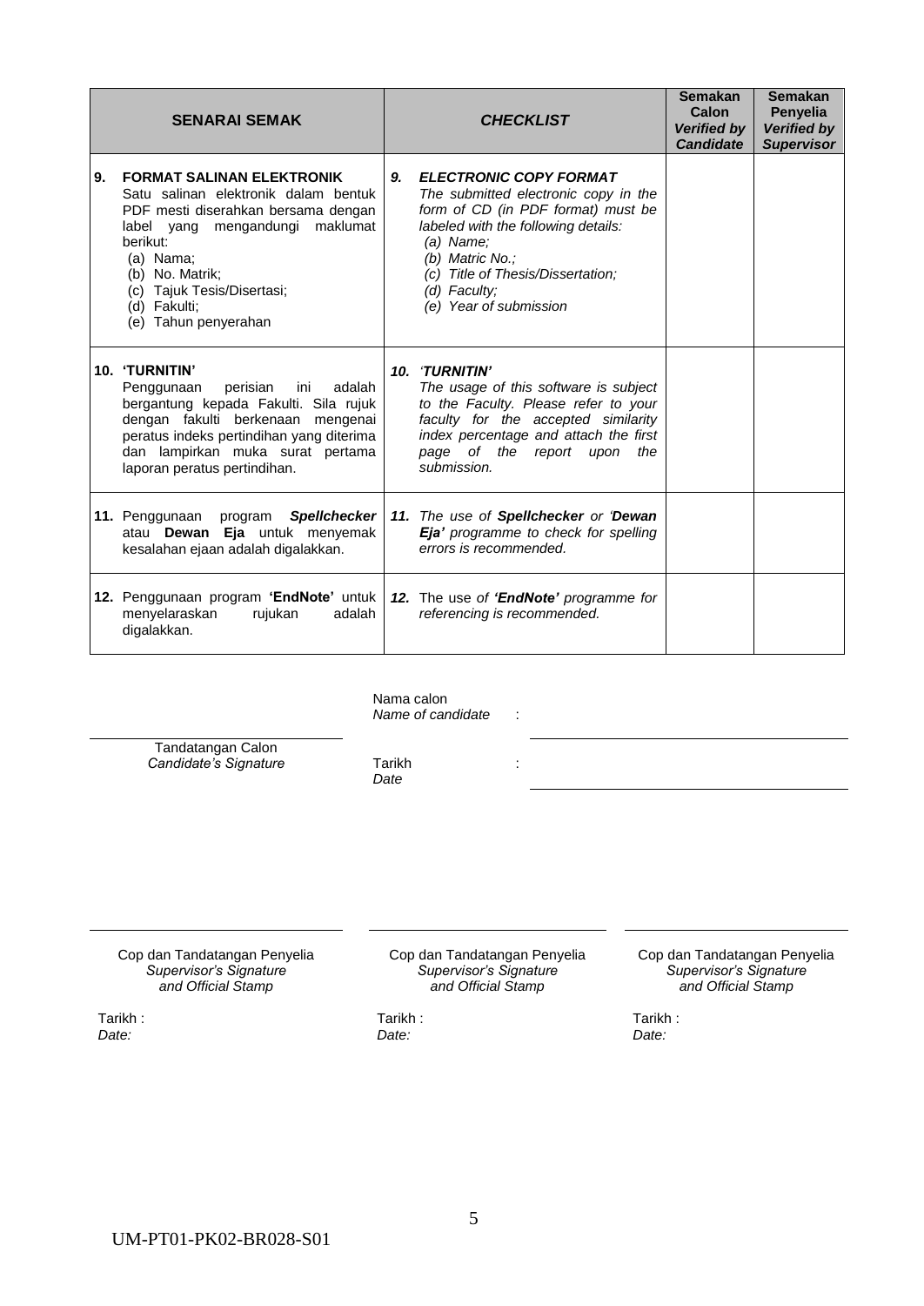| **SENARAI SEMAK** | ***CHECKLIST*** | **Semakan Calon** ***Verified by Candidate*** | **Semakan Penyelia** ***Verified by Supervisor*** |
|---|---|---|---|
| **9. FORMAT SALINAN ELEKTRONIK** Satu salinan elektronik dalam bentuk PDF mesti diserahkan bersama dengan label yang mengandungi maklumat berikut: (a) Nama; (b) No. Matrik; (c) Tajuk Tesis/Disertasi; (d) Fakulti; (e) Tahun penyerahan | ***9. ELECTRONIC COPY FORMAT*** *The submitted electronic copy in the form of CD (in PDF format) must be labeled with the following details: (a) Name; (b) Matric No.; (c) Title of Thesis/Dissertation; (d) Faculty; (e) Year of submission* | | |
| **10. 'TURNITIN'** Penggunaan perisian ini adalah bergantung kepada Fakulti. Sila rujuk dengan fakulti berkenaan mengenai peratus indeks pertindihan yang diterima dan lampirkan muka surat pertama laporan peratus pertindihan. | ***10. 'TURNITIN'*** *The usage of this software is subject to the Faculty. Please refer to your faculty for the accepted similarity index percentage and attach the first page of the report upon the submission.* | | |
| **11.** Penggunaan program ***Spellchecker*** atau **Dewan Eja** untuk menyemak kesalahan ejaan adalah digalakkan. | ***11.*** *The use of **Spellchecker** or '**Dewan Eja'** programme to check for spelling errors is recommended.* | | |
| **12.** Penggunaan program **'EndNote'** untuk menyelaraskan rujukan adalah digalakkan. | ***12.*** The use of ***'EndNote'*** *programme for referencing is recommended.* | | |

Nama calon
*Name of candidate* :

Tandatangan Calon
*Candidate's Signature*

Tarikh :
*Date*

Cop dan Tandatangan Penyelia
*Supervisor's Signature and Official Stamp*

Tarikh :
*Date:*

Cop dan Tandatangan Penyelia
*Supervisor's Signature and Official Stamp*

Tarikh :
*Date:*

Cop dan Tandatangan Penyelia
*Supervisor's Signature and Official Stamp*

Tarikh :
*Date:*

UM-PT01-PK02-BR028-S01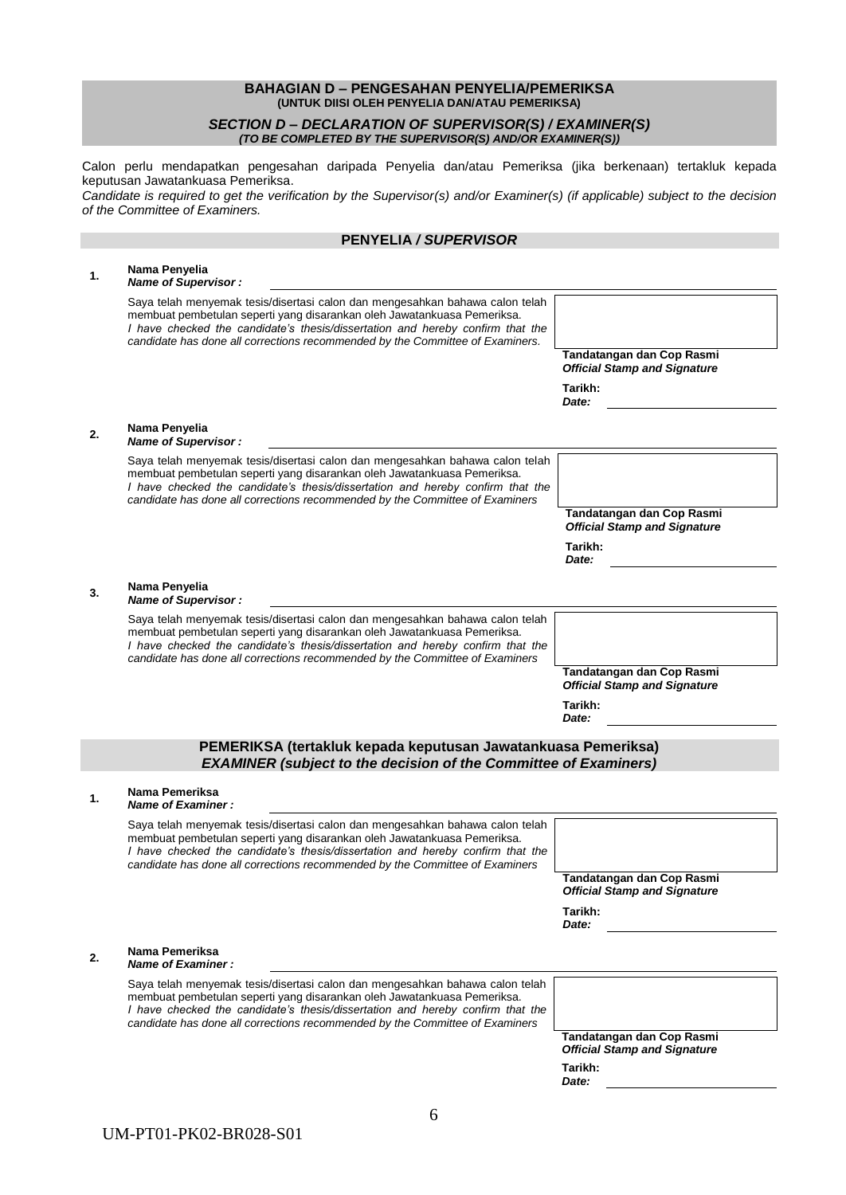## BAHAGIAN D – PENGESAHAN PENYELIA/PEMERIKSA
**(UNTUK DIISI OLEH PENYELIA DAN/ATAU PEMERIKSA)**

## *SECTION D – DECLARATION OF SUPERVISOR(S) / EXAMINER(S)*
***(TO BE COMPLETED BY THE SUPERVISOR(S) AND/OR EXAMINER(S))***

Calon perlu mendapatkan pengesahan daripada Penyelia dan/atau Pemeriksa (jika berkenaan) tertakluk kepada keputusan Jawatankuasa Pemeriksa.
*Candidate is required to get the verification by the Supervisor(s) and/or Examiner(s) (if applicable) subject to the decision of the Committee of Examiners.*

### PENYELIA / *SUPERVISOR*

**1.** **Nama Penyelia**
***Name of Supervisor :*** ______________________________

Saya telah menyemak tesis/disertasi calon dan mengesahkan bahawa calon telah membuat pembetulan seperti yang disarankan oleh Jawatankuasa Pemeriksa.
*I have checked the candidate's thesis/dissertation and hereby confirm that the candidate has done all corrections recommended by the Committee of Examiners.*

**Tandatangan dan Cop Rasmi**
***Official Stamp and Signature***

**Tarikh:**
***Date:*** ______________

**2.** **Nama Penyelia**
***Name of Supervisor :*** ______________________________

Saya telah menyemak tesis/disertasi calon dan mengesahkan bahawa calon telah membuat pembetulan seperti yang disarankan oleh Jawatankuasa Pemeriksa.
*I have checked the candidate's thesis/dissertation and hereby confirm that the candidate has done all corrections recommended by the Committee of Examiners*

**Tandatangan dan Cop Rasmi**
***Official Stamp and Signature***

**Tarikh:**
***Date:*** ______________

**3.** **Nama Penyelia**
***Name of Supervisor :*** ______________________________

Saya telah menyemak tesis/disertasi calon dan mengesahkan bahawa calon telah membuat pembetulan seperti yang disarankan oleh Jawatankuasa Pemeriksa.
*I have checked the candidate's thesis/dissertation and hereby confirm that the candidate has done all corrections recommended by the Committee of Examiners*

**Tandatangan dan Cop Rasmi**
***Official Stamp and Signature***

**Tarikh:**
***Date:*** ______________

### PEMERIKSA (tertakluk kepada keputusan Jawatankuasa Pemeriksa)
### *EXAMINER (subject to the decision of the Committee of Examiners)*

**1.** **Nama Pemeriksa**
***Name of Examiner :*** ______________________________

Saya telah menyemak tesis/disertasi calon dan mengesahkan bahawa calon telah membuat pembetulan seperti yang disarankan oleh Jawatankuasa Pemeriksa.
*I have checked the candidate's thesis/dissertation and hereby confirm that the candidate has done all corrections recommended by the Committee of Examiners*

**Tandatangan dan Cop Rasmi**
***Official Stamp and Signature***

**Tarikh:**
***Date:*** ______________

**2.** **Nama Pemeriksa**
***Name of Examiner :*** ______________________________

Saya telah menyemak tesis/disertasi calon dan mengesahkan bahawa calon telah membuat pembetulan seperti yang disarankan oleh Jawatankuasa Pemeriksa.
*I have checked the candidate's thesis/dissertation and hereby confirm that the candidate has done all corrections recommended by the Committee of Examiners*

**Tandatangan dan Cop Rasmi**
***Official Stamp and Signature***

**Tarikh:**
***Date:*** ______________

UM-PT01-PK02-BR028-S01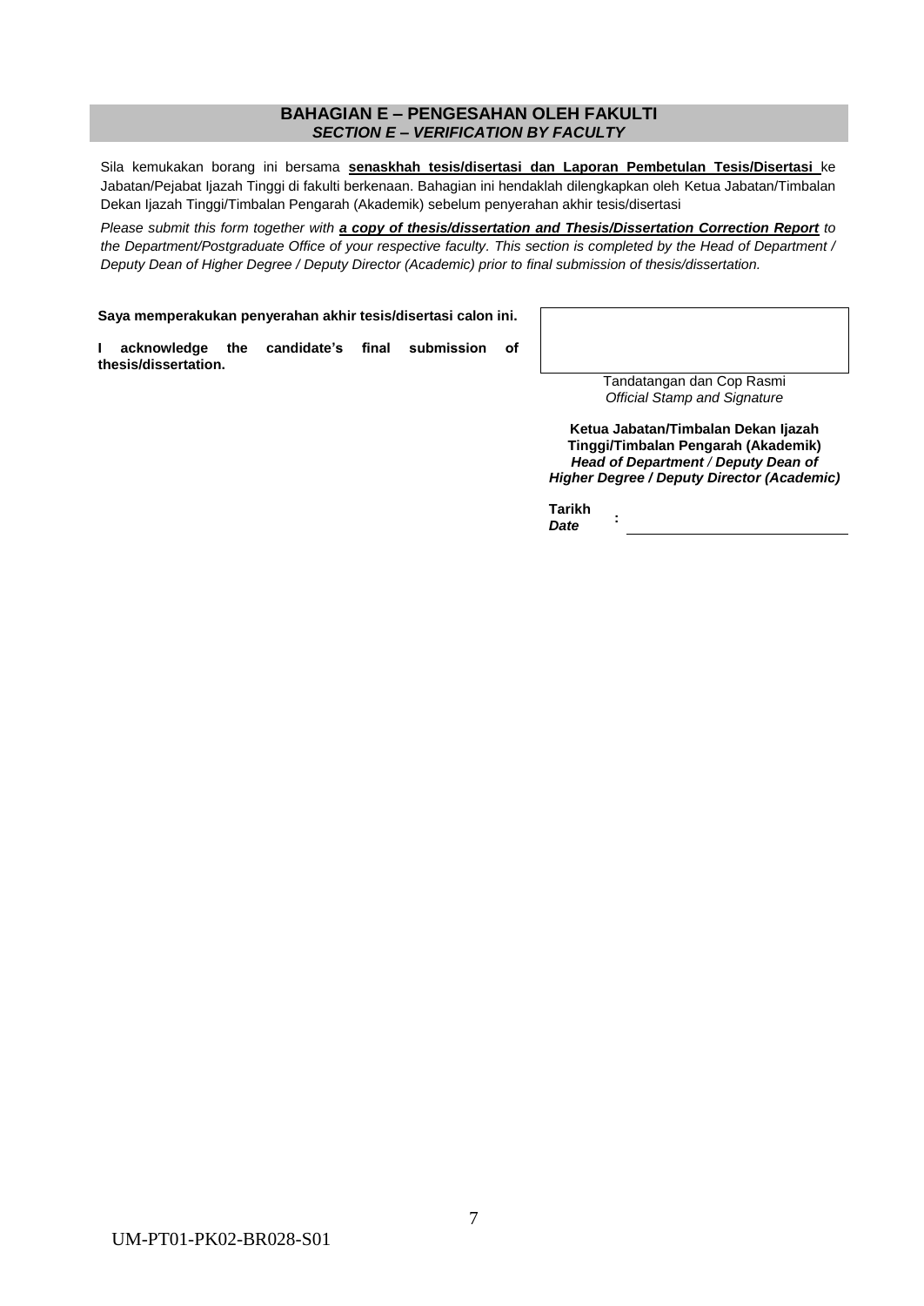## BAHAGIAN E – PENGESAHAN OLEH FAKULTI
### *SECTION E – VERIFICATION BY FACULTY*

Sila kemukakan borang ini bersama **senaskhah tesis/disertasi dan Laporan Pembetulan Tesis/Disertasi** ke Jabatan/Pejabat Ijazah Tinggi di fakulti berkenaan. Bahagian ini hendaklah dilengkapkan oleh Ketua Jabatan/Timbalan Dekan Ijazah Tinggi/Timbalan Pengarah (Akademik) sebelum penyerahan akhir tesis/disertasi

*Please submit this form together with **a copy of thesis/dissertation and Thesis/Dissertation Correction Report** to the Department/Postgraduate Office of your respective faculty. This section is completed by the Head of Department / Deputy Dean of Higher Degree / Deputy Director (Academic) prior to final submission of thesis/dissertation.*

**Saya memperakukan penyerahan akhir tesis/disertasi calon ini.**

**I acknowledge the candidate's final submission of thesis/dissertation.**

Tandatangan dan Cop Rasmi
*Official Stamp and Signature*

**Ketua Jabatan/Timbalan Dekan Ijazah Tinggi/Timbalan Pengarah (Akademik)**
***Head of Department / Deputy Dean of Higher Degree / Deputy Director (Academic)***

**Tarikh** / ***Date*** : ______________________

UM-PT01-PK02-BR028-S01